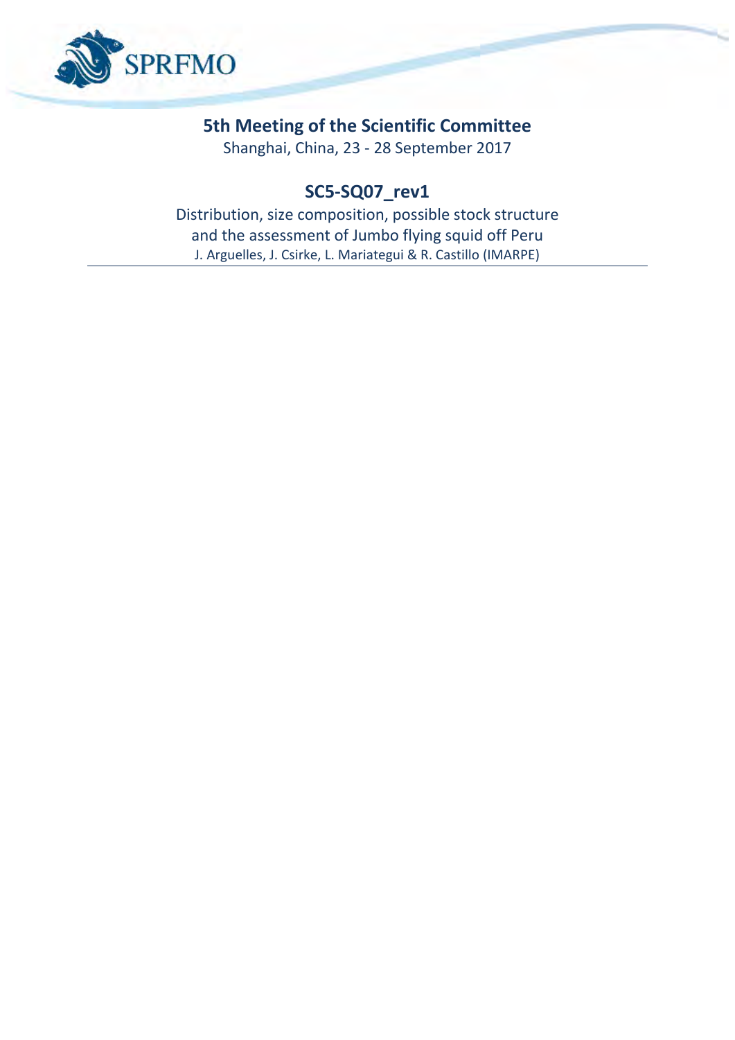SPRFMO

# 5th Meeting of the Scientific Committee

Shanghai, China, 23 - 28 September 2017

## SC5-SQ07_rev1

Distribution, size composition, possible stock structure and the assessment of Jumbo flying squid off Peru

J. Arguelles, J. Csirke, L. Mariategui & R. Castillo (IMARPE)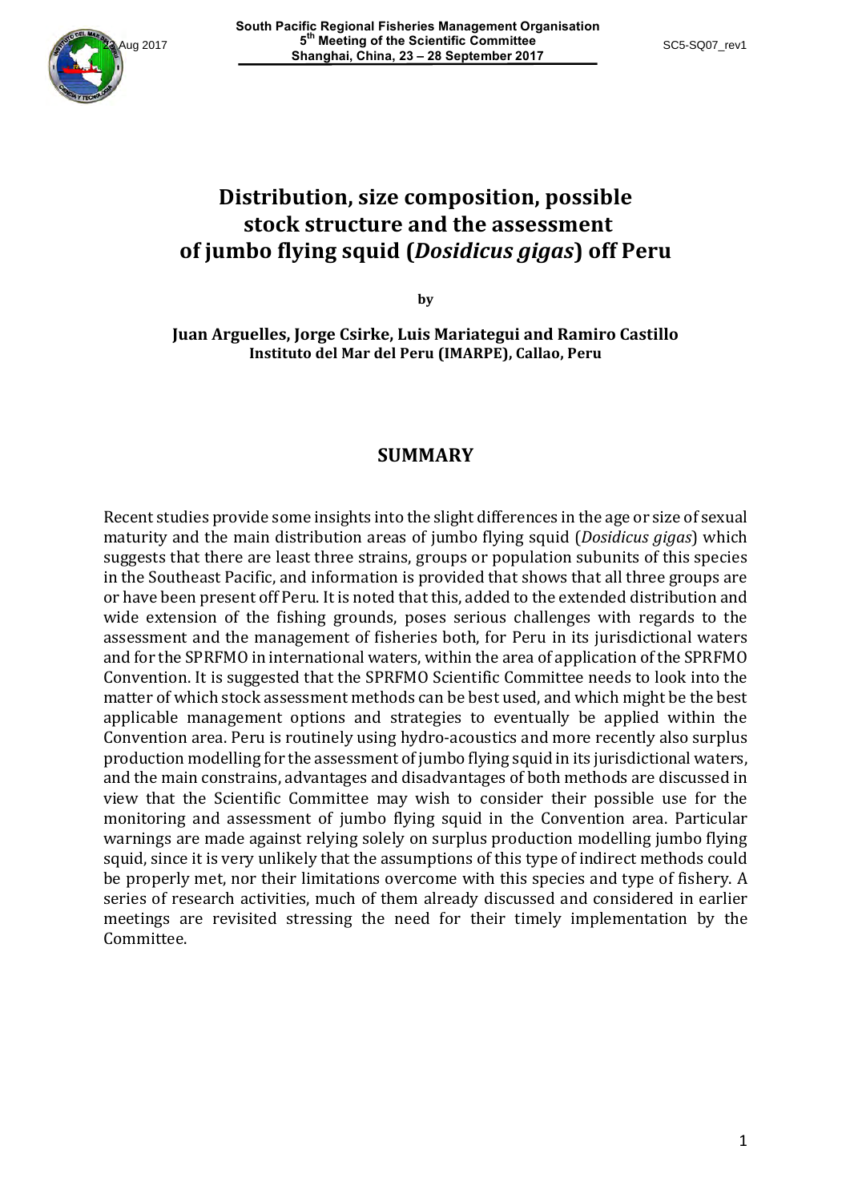# Distribution, size composition, possible stock structure and the assessment of jumbo flying squid (*Dosidicus gigas*) off Peru

by

**Juan Arguelles, Jorge Csirke, Luis Mariategui and Ramiro Castillo**
**Instituto del Mar del Peru (IMARPE), Callao, Peru**

## SUMMARY

Recent studies provide some insights into the slight differences in the age or size of sexual maturity and the main distribution areas of jumbo flying squid (*Dosidicus gigas*) which suggests that there are least three strains, groups or population subunits of this species in the Southeast Pacific, and information is provided that shows that all three groups are or have been present off Peru. It is noted that this, added to the extended distribution and wide extension of the fishing grounds, poses serious challenges with regards to the assessment and the management of fisheries both, for Peru in its jurisdictional waters and for the SPRFMO in international waters, within the area of application of the SPRFMO Convention. It is suggested that the SPRFMO Scientific Committee needs to look into the matter of which stock assessment methods can be best used, and which might be the best applicable management options and strategies to eventually be applied within the Convention area. Peru is routinely using hydro-acoustics and more recently also surplus production modelling for the assessment of jumbo flying squid in its jurisdictional waters, and the main constrains, advantages and disadvantages of both methods are discussed in view that the Scientific Committee may wish to consider their possible use for the monitoring and assessment of jumbo flying squid in the Convention area. Particular warnings are made against relying solely on surplus production modelling jumbo flying squid, since it is very unlikely that the assumptions of this type of indirect methods could be properly met, nor their limitations overcome with this species and type of fishery. A series of research activities, much of them already discussed and considered in earlier meetings are revisited stressing the need for their timely implementation by the Committee.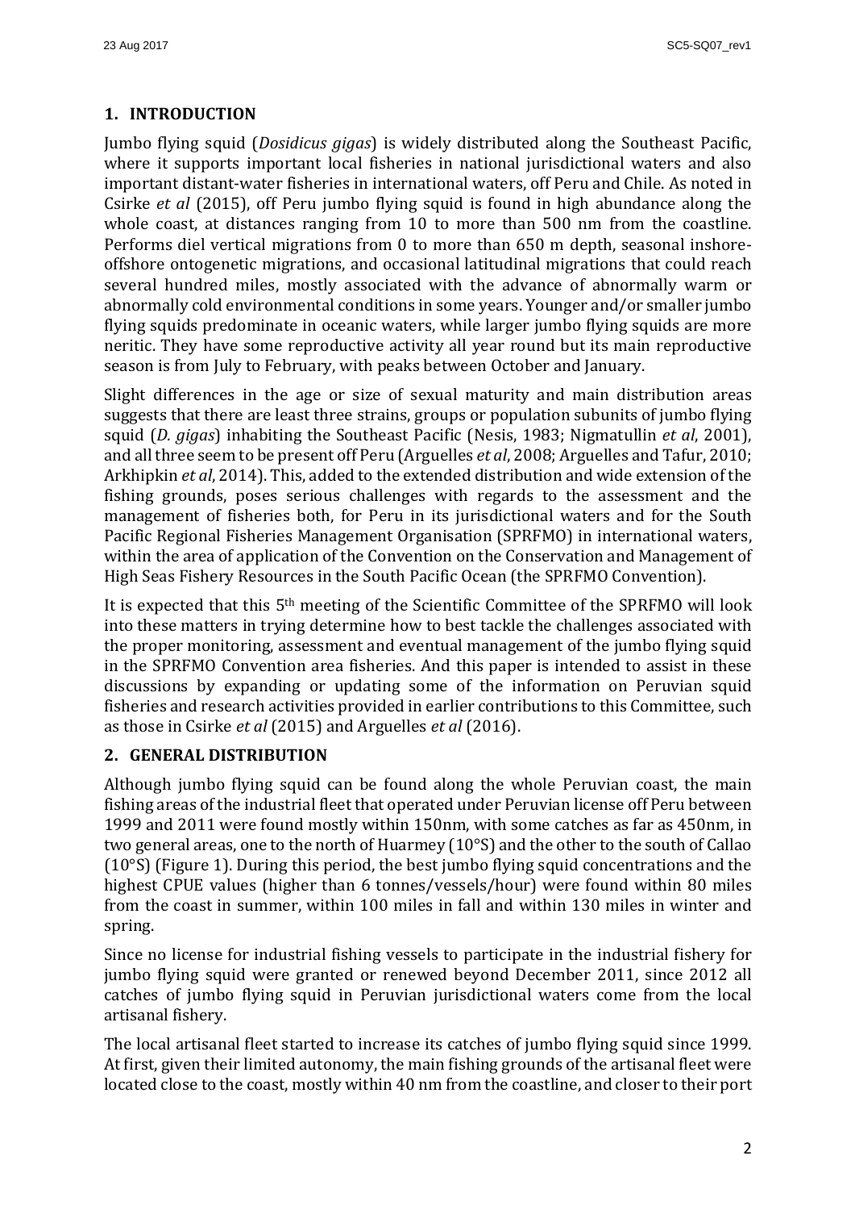## 1. INTRODUCTION

Jumbo flying squid (*Dosidicus gigas*) is widely distributed along the Southeast Pacific, where it supports important local fisheries in national jurisdictional waters and also important distant-water fisheries in international waters, off Peru and Chile. As noted in Csirke *et al* (2015), off Peru jumbo flying squid is found in high abundance along the whole coast, at distances ranging from 10 to more than 500 nm from the coastline. Performs diel vertical migrations from 0 to more than 650 m depth, seasonal inshore-offshore ontogenetic migrations, and occasional latitudinal migrations that could reach several hundred miles, mostly associated with the advance of abnormally warm or abnormally cold environmental conditions in some years. Younger and/or smaller jumbo flying squids predominate in oceanic waters, while larger jumbo flying squids are more neritic. They have some reproductive activity all year round but its main reproductive season is from July to February, with peaks between October and January.

Slight differences in the age or size of sexual maturity and main distribution areas suggests that there are least three strains, groups or population subunits of jumbo flying squid (*D. gigas*) inhabiting the Southeast Pacific (Nesis, 1983; Nigmatullin *et al*, 2001), and all three seem to be present off Peru (Arguelles *et al*, 2008; Arguelles and Tafur, 2010; Arkhipkin *et al*, 2014). This, added to the extended distribution and wide extension of the fishing grounds, poses serious challenges with regards to the assessment and the management of fisheries both, for Peru in its jurisdictional waters and for the South Pacific Regional Fisheries Management Organisation (SPRFMO) in international waters, within the area of application of the Convention on the Conservation and Management of High Seas Fishery Resources in the South Pacific Ocean (the SPRFMO Convention).

It is expected that this 5th meeting of the Scientific Committee of the SPRFMO will look into these matters in trying determine how to best tackle the challenges associated with the proper monitoring, assessment and eventual management of the jumbo flying squid in the SPRFMO Convention area fisheries. And this paper is intended to assist in these discussions by expanding or updating some of the information on Peruvian squid fisheries and research activities provided in earlier contributions to this Committee, such as those in Csirke *et al* (2015) and Arguelles *et al* (2016).

## 2. GENERAL DISTRIBUTION

Although jumbo flying squid can be found along the whole Peruvian coast, the main fishing areas of the industrial fleet that operated under Peruvian license off Peru between 1999 and 2011 were found mostly within 150nm, with some catches as far as 450nm, in two general areas, one to the north of Huarmey (10°S) and the other to the south of Callao (10°S) (Figure 1). During this period, the best jumbo flying squid concentrations and the highest CPUE values (higher than 6 tonnes/vessels/hour) were found within 80 miles from the coast in summer, within 100 miles in fall and within 130 miles in winter and spring.

Since no license for industrial fishing vessels to participate in the industrial fishery for jumbo flying squid were granted or renewed beyond December 2011, since 2012 all catches of jumbo flying squid in Peruvian jurisdictional waters come from the local artisanal fishery.

The local artisanal fleet started to increase its catches of jumbo flying squid since 1999. At first, given their limited autonomy, the main fishing grounds of the artisanal fleet were located close to the coast, mostly within 40 nm from the coastline, and closer to their port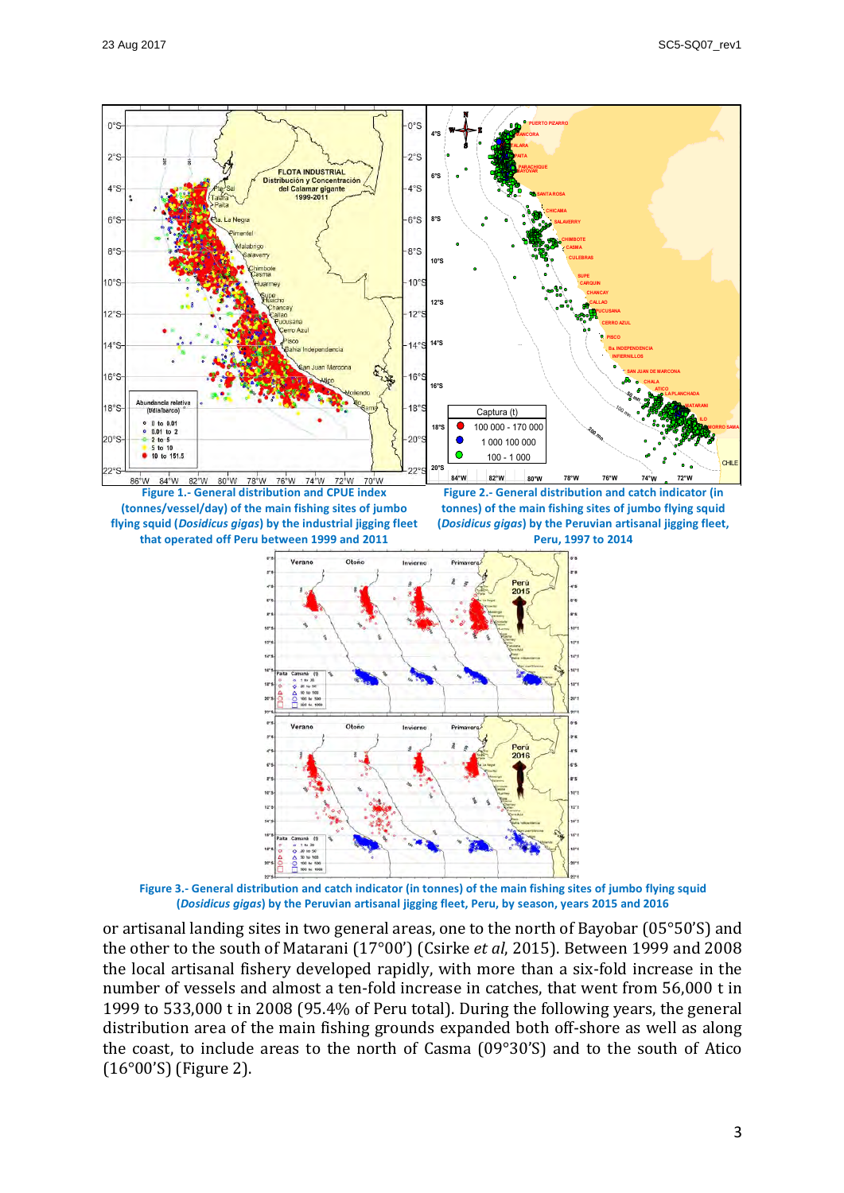**Figure 1.- General distribution and CPUE index (tonnes/vessel/day) of the main fishing sites of jumbo flying squid (*Dosidicus gigas*) by the industrial jigging fleet that operated off Peru between 1999 and 2011**

**Figure 2.- General distribution and catch indicator (in tonnes) of the main fishing sites of jumbo flying squid (*Dosidicus gigas*) by the Peruvian artisanal jigging fleet, Peru, 1997 to 2014**

**Figure 3.- General distribution and catch indicator (in tonnes) of the main fishing sites of jumbo flying squid (*Dosidicus gigas*) by the Peruvian artisanal jigging fleet, Peru, by season, years 2015 and 2016**

or artisanal landing sites in two general areas, one to the north of Bayobar (05°50'S) and the other to the south of Matarani (17°00') (Csirke *et al*, 2015). Between 1999 and 2008 the local artisanal fishery developed rapidly, with more than a six-fold increase in the number of vessels and almost a ten-fold increase in catches, that went from 56,000 t in 1999 to 533,000 t in 2008 (95.4% of Peru total). During the following years, the general distribution area of the main fishing grounds expanded both off-shore as well as along the coast, to include areas to the north of Casma (09°30'S) and to the south of Atico (16°00'S) (Figure 2).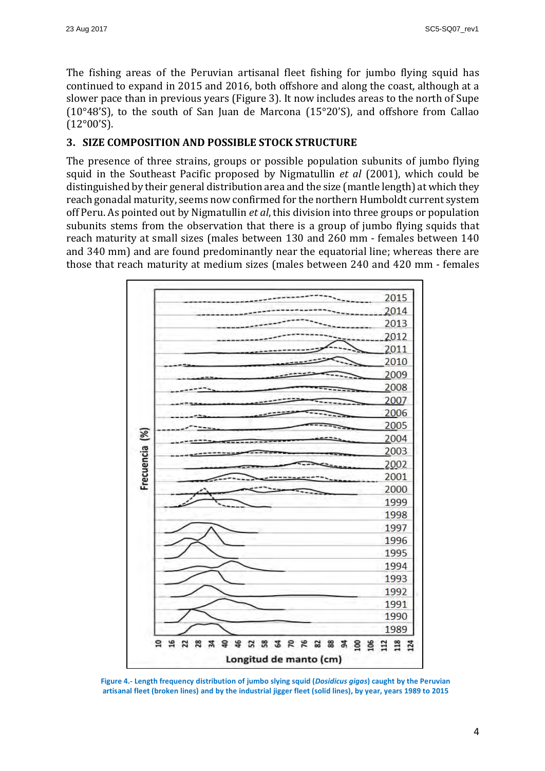The fishing areas of the Peruvian artisanal fleet fishing for jumbo flying squid has continued to expand in 2015 and 2016, both offshore and along the coast, although at a slower pace than in previous years (Figure 3). It now includes areas to the north of Supe (10°48'S), to the south of San Juan de Marcona (15°20'S), and offshore from Callao (12°00'S).

## 3. SIZE COMPOSITION AND POSSIBLE STOCK STRUCTURE

The presence of three strains, groups or possible population subunits of jumbo flying squid in the Southeast Pacific proposed by Nigmatullin *et al* (2001), which could be distinguished by their general distribution area and the size (mantle length) at which they reach gonadal maturity, seems now confirmed for the northern Humboldt current system off Peru. As pointed out by Nigmatullin *et al*, this division into three groups or population subunits stems from the observation that there is a group of jumbo flying squids that reach maturity at small sizes (males between 130 and 260 mm - females between 140 and 340 mm) and are found predominantly near the equatorial line; whereas there are those that reach maturity at medium sizes (males between 240 and 420 mm - females

**Figure 4.- Length frequency distribution of jumbo slying squid (*Dosidicus gigas*) caught by the Peruvian artisanal fleet (broken lines) and by the industrial jigger fleet (solid lines), by year, years 1989 to 2015**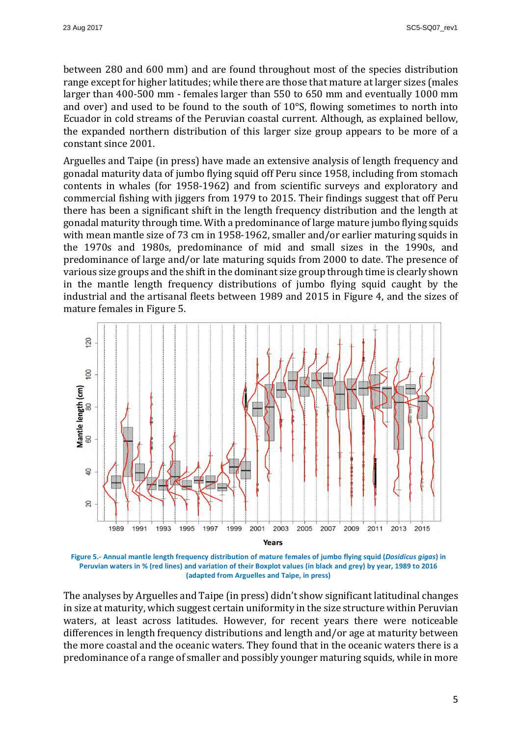between 280 and 600 mm) and are found throughout most of the species distribution range except for higher latitudes; while there are those that mature at larger sizes (males larger than 400-500 mm - females larger than 550 to 650 mm and eventually 1000 mm and over) and used to be found to the south of 10°S, flowing sometimes to north into Ecuador in cold streams of the Peruvian coastal current. Although, as explained bellow, the expanded northern distribution of this larger size group appears to be more of a constant since 2001.

Arguelles and Taipe (in press) have made an extensive analysis of length frequency and gonadal maturity data of jumbo flying squid off Peru since 1958, including from stomach contents in whales (for 1958-1962) and from scientific surveys and exploratory and commercial fishing with jiggers from 1979 to 2015. Their findings suggest that off Peru there has been a significant shift in the length frequency distribution and the length at gonadal maturity through time. With a predominance of large mature jumbo flying squids with mean mantle size of 73 cm in 1958-1962, smaller and/or earlier maturing squids in the 1970s and 1980s, predominance of mid and small sizes in the 1990s, and predominance of large and/or late maturing squids from 2000 to date. The presence of various size groups and the shift in the dominant size group through time is clearly shown in the mantle length frequency distributions of jumbo flying squid caught by the industrial and the artisanal fleets between 1989 and 2015 in Figure 4, and the sizes of mature females in Figure 5.

**Figure 5.- Annual mantle length frequency distribution of mature females of jumbo flying squid (*Dosidicus gigas*) in Peruvian waters in % (red lines) and variation of their Boxplot values (in black and grey) by year, 1989 to 2016 (adapted from Arguelles and Taipe, in press)**

The analyses by Arguelles and Taipe (in press) didn't show significant latitudinal changes in size at maturity, which suggest certain uniformity in the size structure within Peruvian waters, at least across latitudes. However, for recent years there were noticeable differences in length frequency distributions and length and/or age at maturity between the more coastal and the oceanic waters. They found that in the oceanic waters there is a predominance of a range of smaller and possibly younger maturing squids, while in more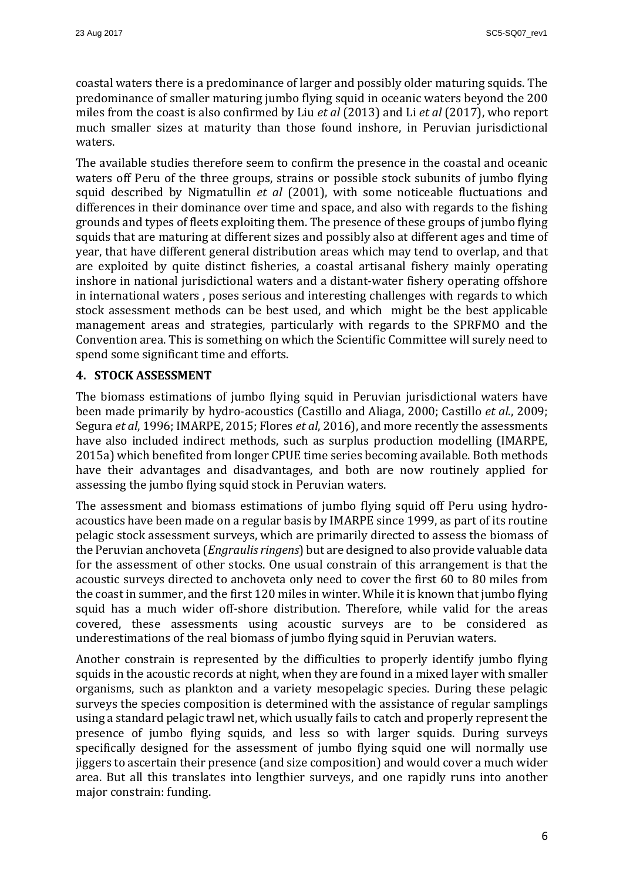coastal waters there is a predominance of larger and possibly older maturing squids. The predominance of smaller maturing jumbo flying squid in oceanic waters beyond the 200 miles from the coast is also confirmed by Liu *et al* (2013) and Li *et al* (2017), who report much smaller sizes at maturity than those found inshore, in Peruvian jurisdictional waters.

The available studies therefore seem to confirm the presence in the coastal and oceanic waters off Peru of the three groups, strains or possible stock subunits of jumbo flying squid described by Nigmatullin *et al* (2001), with some noticeable fluctuations and differences in their dominance over time and space, and also with regards to the fishing grounds and types of fleets exploiting them. The presence of these groups of jumbo flying squids that are maturing at different sizes and possibly also at different ages and time of year, that have different general distribution areas which may tend to overlap, and that are exploited by quite distinct fisheries, a coastal artisanal fishery mainly operating inshore in national jurisdictional waters and a distant-water fishery operating offshore in international waters , poses serious and interesting challenges with regards to which stock assessment methods can be best used, and which might be the best applicable management areas and strategies, particularly with regards to the SPRFMO and the Convention area. This is something on which the Scientific Committee will surely need to spend some significant time and efforts.

## 4. STOCK ASSESSMENT

The biomass estimations of jumbo flying squid in Peruvian jurisdictional waters have been made primarily by hydro-acoustics (Castillo and Aliaga, 2000; Castillo *et al*., 2009; Segura *et al*, 1996; IMARPE, 2015; Flores *et al*, 2016), and more recently the assessments have also included indirect methods, such as surplus production modelling (IMARPE, 2015a) which benefited from longer CPUE time series becoming available. Both methods have their advantages and disadvantages, and both are now routinely applied for assessing the jumbo flying squid stock in Peruvian waters.

The assessment and biomass estimations of jumbo flying squid off Peru using hydro-acoustics have been made on a regular basis by IMARPE since 1999, as part of its routine pelagic stock assessment surveys, which are primarily directed to assess the biomass of the Peruvian anchoveta (*Engraulis ringens*) but are designed to also provide valuable data for the assessment of other stocks. One usual constrain of this arrangement is that the acoustic surveys directed to anchoveta only need to cover the first 60 to 80 miles from the coast in summer, and the first 120 miles in winter. While it is known that jumbo flying squid has a much wider off-shore distribution. Therefore, while valid for the areas covered, these assessments using acoustic surveys are to be considered as underestimations of the real biomass of jumbo flying squid in Peruvian waters.

Another constrain is represented by the difficulties to properly identify jumbo flying squids in the acoustic records at night, when they are found in a mixed layer with smaller organisms, such as plankton and a variety mesopelagic species. During these pelagic surveys the species composition is determined with the assistance of regular samplings using a standard pelagic trawl net, which usually fails to catch and properly represent the presence of jumbo flying squids, and less so with larger squids. During surveys specifically designed for the assessment of jumbo flying squid one will normally use jiggers to ascertain their presence (and size composition) and would cover a much wider area. But all this translates into lengthier surveys, and one rapidly runs into another major constrain: funding.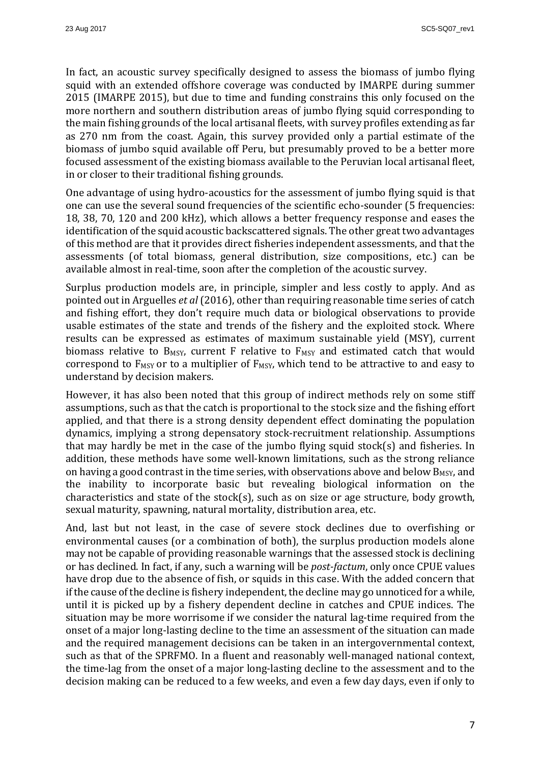In fact, an acoustic survey specifically designed to assess the biomass of jumbo flying squid with an extended offshore coverage was conducted by IMARPE during summer 2015 (IMARPE 2015), but due to time and funding constrains this only focused on the more northern and southern distribution areas of jumbo flying squid corresponding to the main fishing grounds of the local artisanal fleets, with survey profiles extending as far as 270 nm from the coast. Again, this survey provided only a partial estimate of the biomass of jumbo squid available off Peru, but presumably proved to be a better more focused assessment of the existing biomass available to the Peruvian local artisanal fleet, in or closer to their traditional fishing grounds.

One advantage of using hydro-acoustics for the assessment of jumbo flying squid is that one can use the several sound frequencies of the scientific echo-sounder (5 frequencies: 18, 38, 70, 120 and 200 kHz), which allows a better frequency response and eases the identification of the squid acoustic backscattered signals. The other great two advantages of this method are that it provides direct fisheries independent assessments, and that the assessments (of total biomass, general distribution, size compositions, etc.) can be available almost in real-time, soon after the completion of the acoustic survey.

Surplus production models are, in principle, simpler and less costly to apply. And as pointed out in Arguelles *et al* (2016), other than requiring reasonable time series of catch and fishing effort, they don't require much data or biological observations to provide usable estimates of the state and trends of the fishery and the exploited stock. Where results can be expressed as estimates of maximum sustainable yield (MSY), current biomass relative to $B_{MSY}$, current F relative to $F_{MSY}$ and estimated catch that would correspond to $F_{MSY}$ or to a multiplier of $F_{MSY}$, which tend to be attractive to and easy to understand by decision makers.

However, it has also been noted that this group of indirect methods rely on some stiff assumptions, such as that the catch is proportional to the stock size and the fishing effort applied, and that there is a strong density dependent effect dominating the population dynamics, implying a strong depensatory stock-recruitment relationship. Assumptions that may hardly be met in the case of the jumbo flying squid stock(s) and fisheries. In addition, these methods have some well-known limitations, such as the strong reliance on having a good contrast in the time series, with observations above and below $B_{MSY}$, and the inability to incorporate basic but revealing biological information on the characteristics and state of the stock(s), such as on size or age structure, body growth, sexual maturity, spawning, natural mortality, distribution area, etc.

And, last but not least, in the case of severe stock declines due to overfishing or environmental causes (or a combination of both), the surplus production models alone may not be capable of providing reasonable warnings that the assessed stock is declining or has declined. In fact, if any, such a warning will be *post-factum*, only once CPUE values have drop due to the absence of fish, or squids in this case. With the added concern that if the cause of the decline is fishery independent, the decline may go unnoticed for a while, until it is picked up by a fishery dependent decline in catches and CPUE indices. The situation may be more worrisome if we consider the natural lag-time required from the onset of a major long-lasting decline to the time an assessment of the situation can made and the required management decisions can be taken in an intergovernmental context, such as that of the SPRFMO. In a fluent and reasonably well-managed national context, the time-lag from the onset of a major long-lasting decline to the assessment and to the decision making can be reduced to a few weeks, and even a few day days, even if only to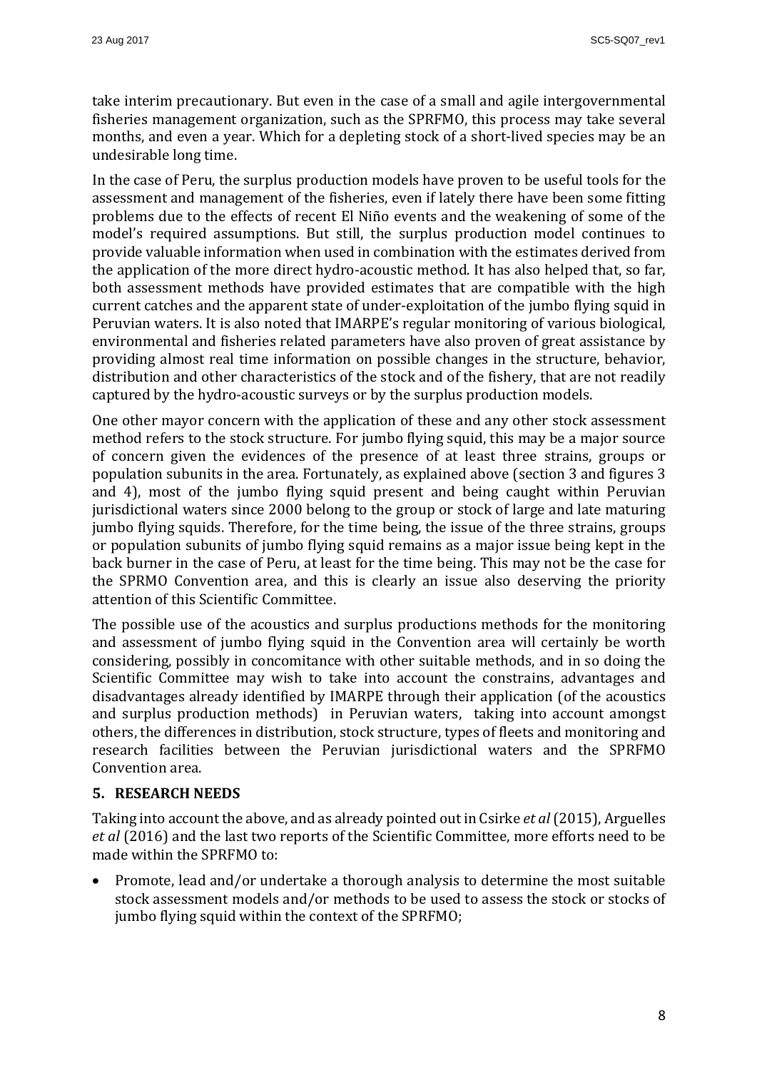take interim precautionary. But even in the case of a small and agile intergovernmental fisheries management organization, such as the SPRFMO, this process may take several months, and even a year. Which for a depleting stock of a short-lived species may be an undesirable long time.

In the case of Peru, the surplus production models have proven to be useful tools for the assessment and management of the fisheries, even if lately there have been some fitting problems due to the effects of recent El Niño events and the weakening of some of the model's required assumptions. But still, the surplus production model continues to provide valuable information when used in combination with the estimates derived from the application of the more direct hydro-acoustic method. It has also helped that, so far, both assessment methods have provided estimates that are compatible with the high current catches and the apparent state of under-exploitation of the jumbo flying squid in Peruvian waters. It is also noted that IMARPE's regular monitoring of various biological, environmental and fisheries related parameters have also proven of great assistance by providing almost real time information on possible changes in the structure, behavior, distribution and other characteristics of the stock and of the fishery, that are not readily captured by the hydro-acoustic surveys or by the surplus production models.

One other mayor concern with the application of these and any other stock assessment method refers to the stock structure. For jumbo flying squid, this may be a major source of concern given the evidences of the presence of at least three strains, groups or population subunits in the area. Fortunately, as explained above (section 3 and figures 3 and 4), most of the jumbo flying squid present and being caught within Peruvian jurisdictional waters since 2000 belong to the group or stock of large and late maturing jumbo flying squids. Therefore, for the time being, the issue of the three strains, groups or population subunits of jumbo flying squid remains as a major issue being kept in the back burner in the case of Peru, at least for the time being. This may not be the case for the SPRMO Convention area, and this is clearly an issue also deserving the priority attention of this Scientific Committee.

The possible use of the acoustics and surplus productions methods for the monitoring and assessment of jumbo flying squid in the Convention area will certainly be worth considering, possibly in concomitance with other suitable methods, and in so doing the Scientific Committee may wish to take into account the constrains, advantages and disadvantages already identified by IMARPE through their application (of the acoustics and surplus production methods) in Peruvian waters, taking into account amongst others, the differences in distribution, stock structure, types of fleets and monitoring and research facilities between the Peruvian jurisdictional waters and the SPRFMO Convention area.

## 5. RESEARCH NEEDS

Taking into account the above, and as already pointed out in Csirke *et al* (2015), Arguelles *et al* (2016) and the last two reports of the Scientific Committee, more efforts need to be made within the SPRFMO to:

- Promote, lead and/or undertake a thorough analysis to determine the most suitable stock assessment models and/or methods to be used to assess the stock or stocks of jumbo flying squid within the context of the SPRFMO;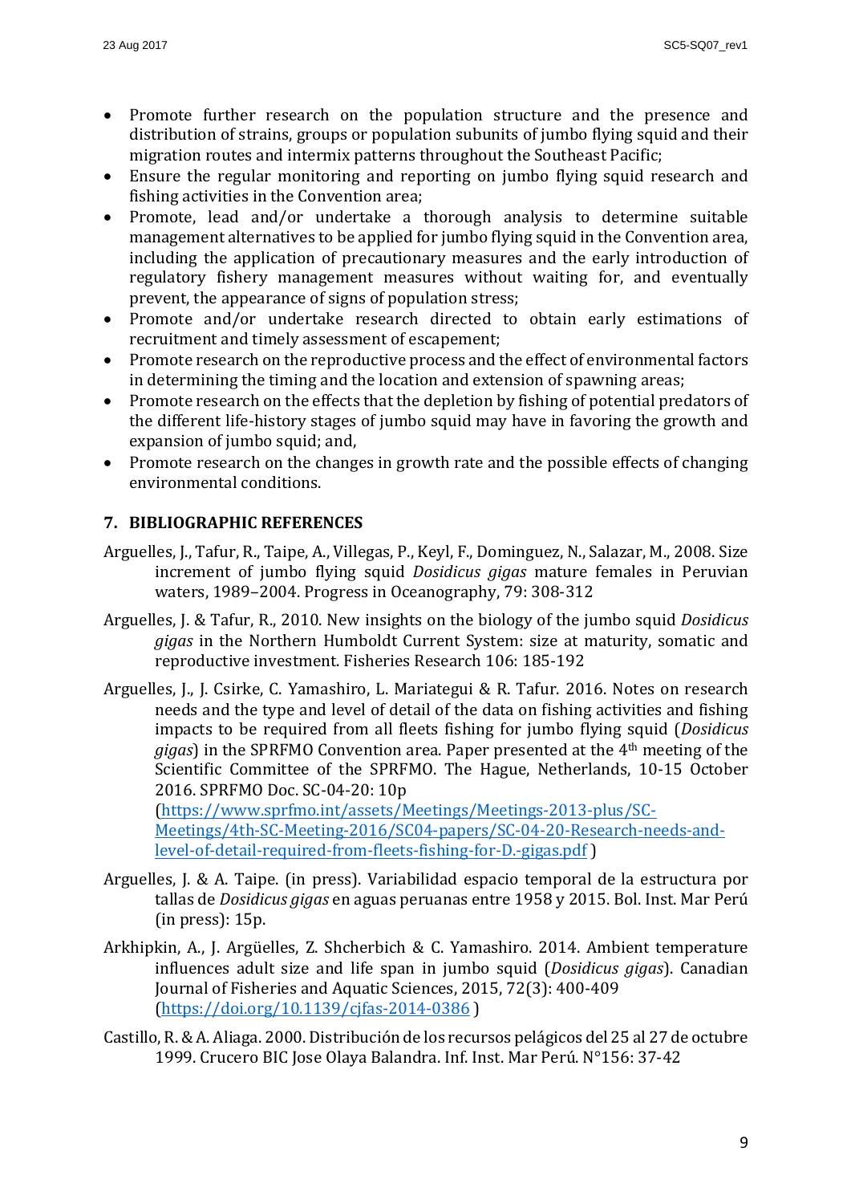- Promote further research on the population structure and the presence and distribution of strains, groups or population subunits of jumbo flying squid and their migration routes and intermix patterns throughout the Southeast Pacific;
- Ensure the regular monitoring and reporting on jumbo flying squid research and fishing activities in the Convention area;
- Promote, lead and/or undertake a thorough analysis to determine suitable management alternatives to be applied for jumbo flying squid in the Convention area, including the application of precautionary measures and the early introduction of regulatory fishery management measures without waiting for, and eventually prevent, the appearance of signs of population stress;
- Promote and/or undertake research directed to obtain early estimations of recruitment and timely assessment of escapement;
- Promote research on the reproductive process and the effect of environmental factors in determining the timing and the location and extension of spawning areas;
- Promote research on the effects that the depletion by fishing of potential predators of the different life-history stages of jumbo squid may have in favoring the growth and expansion of jumbo squid; and,
- Promote research on the changes in growth rate and the possible effects of changing environmental conditions.

## 7. BIBLIOGRAPHIC REFERENCES

Arguelles, J., Tafur, R., Taipe, A., Villegas, P., Keyl, F., Dominguez, N., Salazar, M., 2008. Size increment of jumbo flying squid *Dosidicus gigas* mature females in Peruvian waters, 1989–2004. Progress in Oceanography, 79: 308-312

Arguelles, J. & Tafur, R., 2010. New insights on the biology of the jumbo squid *Dosidicus gigas* in the Northern Humboldt Current System: size at maturity, somatic and reproductive investment. Fisheries Research 106: 185-192

Arguelles, J., J. Csirke, C. Yamashiro, L. Mariategui & R. Tafur. 2016. Notes on research needs and the type and level of detail of the data on fishing activities and fishing impacts to be required from all fleets fishing for jumbo flying squid (*Dosidicus gigas*) in the SPRFMO Convention area. Paper presented at the 4th meeting of the Scientific Committee of the SPRFMO. The Hague, Netherlands, 10-15 October 2016. SPRFMO Doc. SC-04-20: 10p (https://www.sprfmo.int/assets/Meetings/Meetings-2013-plus/SC-Meetings/4th-SC-Meeting-2016/SC04-papers/SC-04-20-Research-needs-and-level-of-detail-required-from-fleets-fishing-for-D.-gigas.pdf )

Arguelles, J. & A. Taipe. (in press). Variabilidad espacio temporal de la estructura por tallas de *Dosidicus gigas* en aguas peruanas entre 1958 y 2015. Bol. Inst. Mar Perú (in press): 15p.

Arkhipkin, A., J. Argüelles, Z. Shcherbich & C. Yamashiro. 2014. Ambient temperature influences adult size and life span in jumbo squid (*Dosidicus gigas*). Canadian Journal of Fisheries and Aquatic Sciences, 2015, 72(3): 400-409 (https://doi.org/10.1139/cjfas-2014-0386 )

Castillo, R. & A. Aliaga. 2000. Distribución de los recursos pelágicos del 25 al 27 de octubre 1999. Crucero BIC Jose Olaya Balandra. Inf. Inst. Mar Perú. N°156: 37-42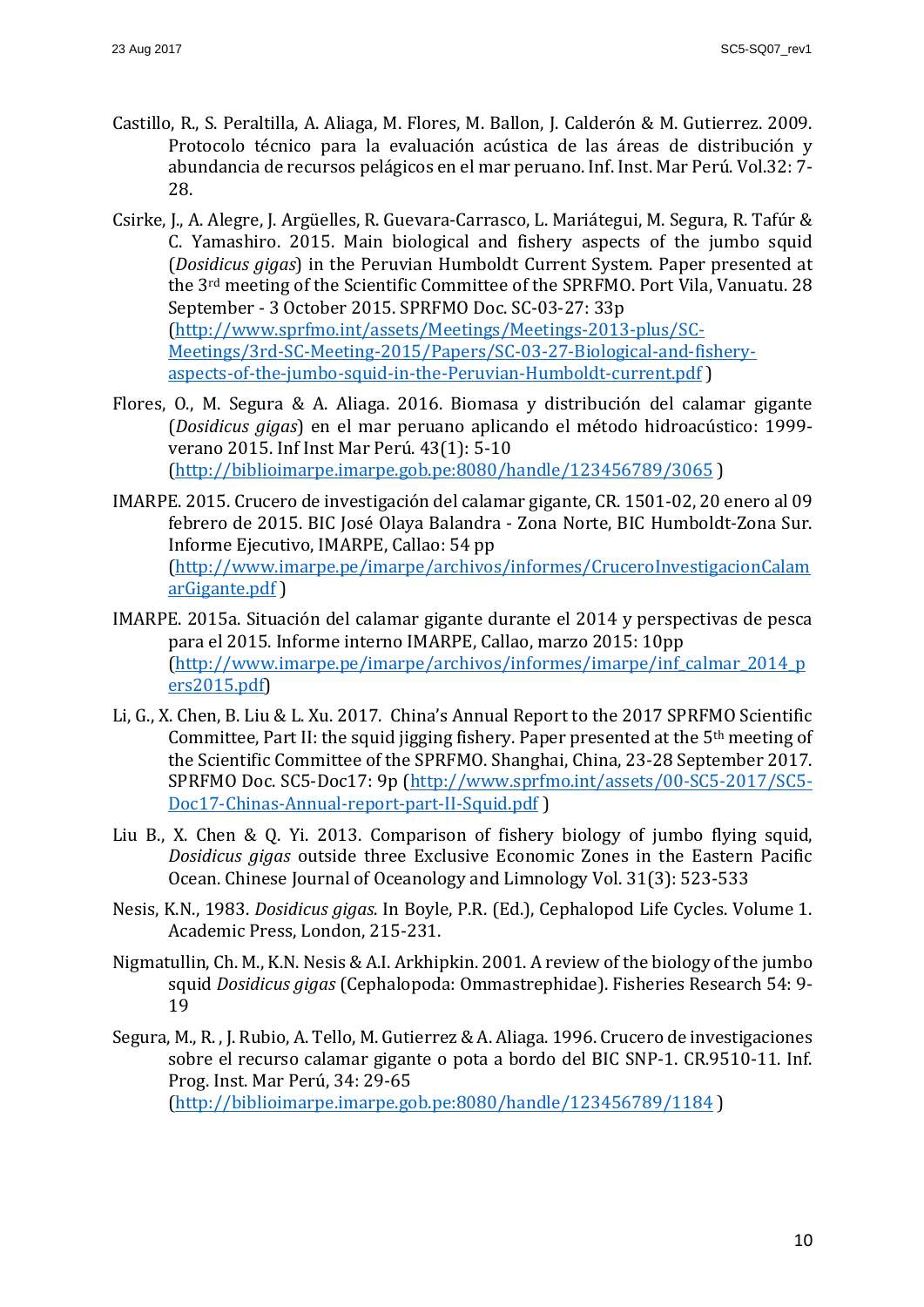Castillo, R., S. Peraltilla, A. Aliaga, M. Flores, M. Ballon, J. Calderón & M. Gutierrez. 2009. Protocolo técnico para la evaluación acústica de las áreas de distribución y abundancia de recursos pelágicos en el mar peruano. Inf. Inst. Mar Perú. Vol.32: 7-28.

Csirke, J., A. Alegre, J. Argüelles, R. Guevara-Carrasco, L. Mariátegui, M. Segura, R. Tafúr & C. Yamashiro. 2015. Main biological and fishery aspects of the jumbo squid (*Dosidicus gigas*) in the Peruvian Humboldt Current System. Paper presented at the 3rd meeting of the Scientific Committee of the SPRFMO. Port Vila, Vanuatu. 28 September - 3 October 2015. SPRFMO Doc. SC-03-27: 33p (http://www.sprfmo.int/assets/Meetings/Meetings-2013-plus/SC-Meetings/3rd-SC-Meeting-2015/Papers/SC-03-27-Biological-and-fishery-aspects-of-the-jumbo-squid-in-the-Peruvian-Humboldt-current.pdf )

Flores, O., M. Segura & A. Aliaga. 2016. Biomasa y distribución del calamar gigante (*Dosidicus gigas*) en el mar peruano aplicando el método hidroacústico: 1999-verano 2015. Inf Inst Mar Perú. 43(1): 5-10 (http://biblioimarpe.imarpe.gob.pe:8080/handle/123456789/3065 )

IMARPE. 2015. Crucero de investigación del calamar gigante, CR. 1501-02, 20 enero al 09 febrero de 2015. BIC José Olaya Balandra - Zona Norte, BIC Humboldt-Zona Sur. Informe Ejecutivo, IMARPE, Callao: 54 pp (http://www.imarpe.pe/imarpe/archivos/informes/CruceroInvestigacionCalamarGigante.pdf )

IMARPE. 2015a. Situación del calamar gigante durante el 2014 y perspectivas de pesca para el 2015. Informe interno IMARPE, Callao, marzo 2015: 10pp (http://www.imarpe.pe/imarpe/archivos/informes/imarpe/inf_calmar_2014_pers2015.pdf)

Li, G., X. Chen, B. Liu & L. Xu. 2017. China's Annual Report to the 2017 SPRFMO Scientific Committee, Part II: the squid jigging fishery. Paper presented at the 5th meeting of the Scientific Committee of the SPRFMO. Shanghai, China, 23-28 September 2017. SPRFMO Doc. SC5-Doc17: 9p (http://www.sprfmo.int/assets/00-SC5-2017/SC5-Doc17-Chinas-Annual-report-part-II-Squid.pdf )

Liu B., X. Chen & Q. Yi. 2013. Comparison of fishery biology of jumbo flying squid, *Dosidicus gigas* outside three Exclusive Economic Zones in the Eastern Pacific Ocean. Chinese Journal of Oceanology and Limnology Vol. 31(3): 523-533

Nesis, K.N., 1983. *Dosidicus gigas*. In Boyle, P.R. (Ed.), Cephalopod Life Cycles. Volume 1. Academic Press, London, 215-231.

Nigmatullin, Ch. M., K.N. Nesis & A.I. Arkhipkin. 2001. A review of the biology of the jumbo squid *Dosidicus gigas* (Cephalopoda: Ommastrephidae). Fisheries Research 54: 9-19

Segura, M., R. , J. Rubio, A. Tello, M. Gutierrez & A. Aliaga. 1996. Crucero de investigaciones sobre el recurso calamar gigante o pota a bordo del BIC SNP-1. CR.9510-11. Inf. Prog. Inst. Mar Perú, 34: 29-65 (http://biblioimarpe.imarpe.gob.pe:8080/handle/123456789/1184 )